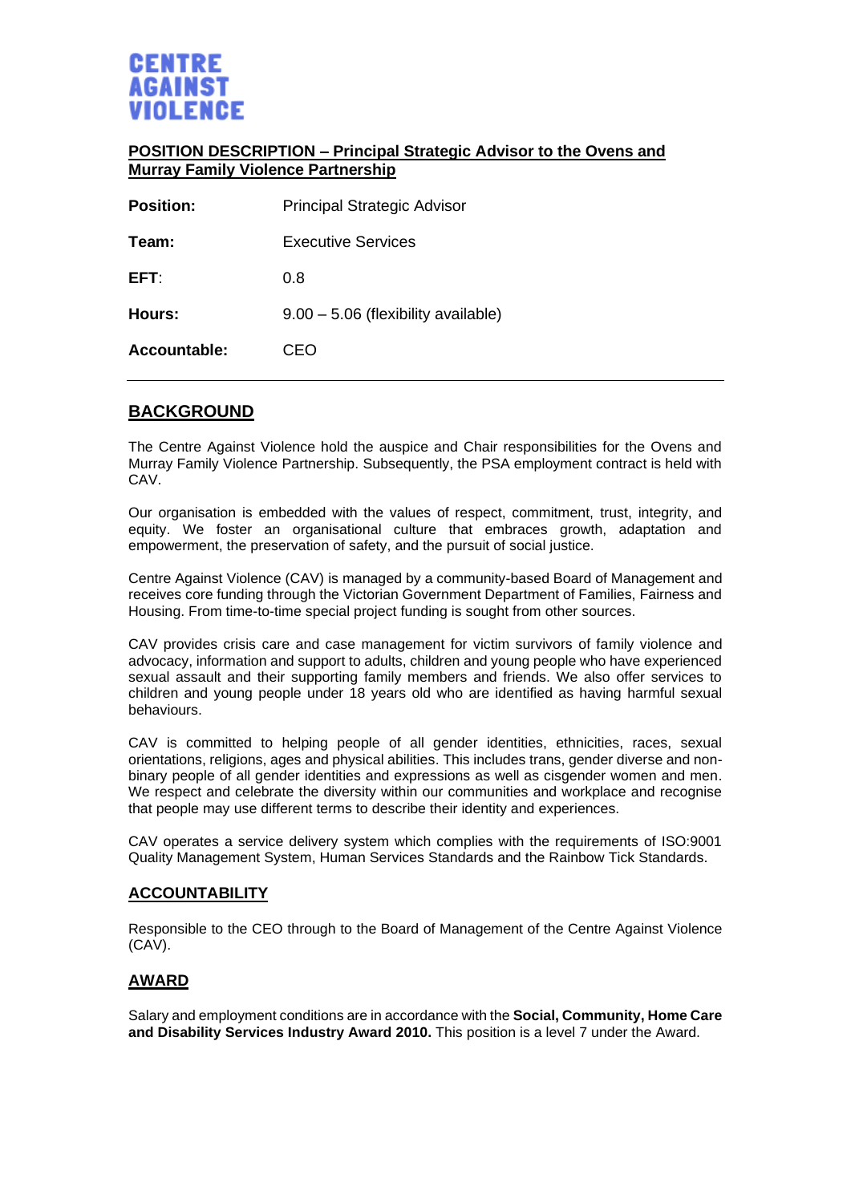**CENTRE AGAINST VIOLENCE**

## POSITION DESCRIPTION – Principal Strategic Advisor to the Ovens and Murray Family Violence Partnership

| | |
|---|---|
| **Position:** | Principal Strategic Advisor |
| **Team:** | Executive Services |
| **EFT**: | 0.8 |
| **Hours:** | 9.00 – 5.06 (flexibility available) |
| **Accountable:** | CEO |

## BACKGROUND

The Centre Against Violence hold the auspice and Chair responsibilities for the Ovens and Murray Family Violence Partnership. Subsequently, the PSA employment contract is held with CAV.

Our organisation is embedded with the values of respect, commitment, trust, integrity, and equity. We foster an organisational culture that embraces growth, adaptation and empowerment, the preservation of safety, and the pursuit of social justice.

Centre Against Violence (CAV) is managed by a community-based Board of Management and receives core funding through the Victorian Government Department of Families, Fairness and Housing. From time-to-time special project funding is sought from other sources.

CAV provides crisis care and case management for victim survivors of family violence and advocacy, information and support to adults, children and young people who have experienced sexual assault and their supporting family members and friends. We also offer services to children and young people under 18 years old who are identified as having harmful sexual behaviours.

CAV is committed to helping people of all gender identities, ethnicities, races, sexual orientations, religions, ages and physical abilities. This includes trans, gender diverse and non-binary people of all gender identities and expressions as well as cisgender women and men. We respect and celebrate the diversity within our communities and workplace and recognise that people may use different terms to describe their identity and experiences.

CAV operates a service delivery system which complies with the requirements of ISO:9001 Quality Management System, Human Services Standards and the Rainbow Tick Standards.

### ACCOUNTABILITY

Responsible to the CEO through to the Board of Management of the Centre Against Violence (CAV).

### AWARD

Salary and employment conditions are in accordance with the **Social, Community, Home Care and Disability Services Industry Award 2010.** This position is a level 7 under the Award.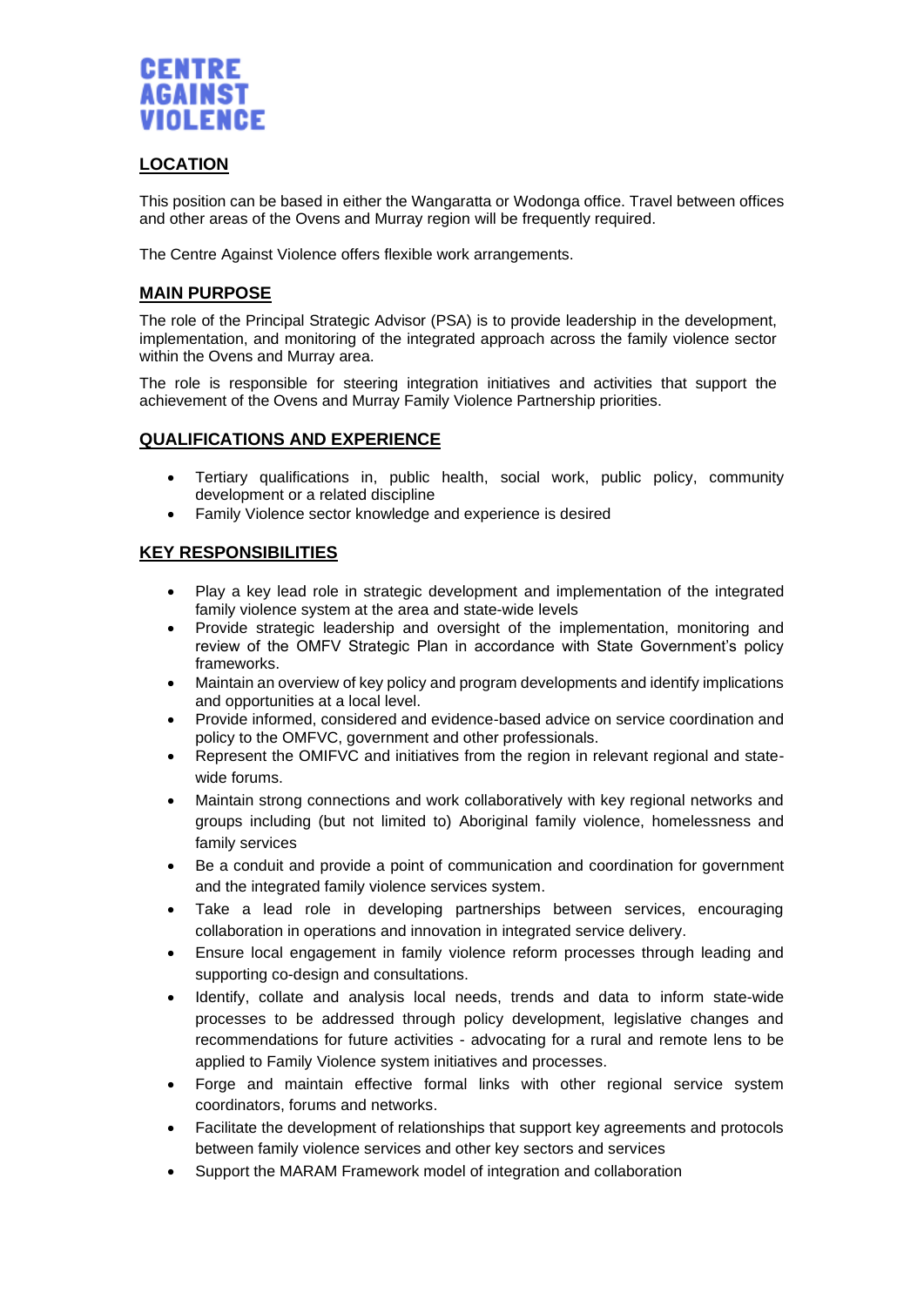**CENTRE AGAINST VIOLENCE**

## LOCATION

This position can be based in either the Wangaratta or Wodonga office. Travel between offices and other areas of the Ovens and Murray region will be frequently required.

The Centre Against Violence offers flexible work arrangements.

## MAIN PURPOSE

The role of the Principal Strategic Advisor (PSA) is to provide leadership in the development, implementation, and monitoring of the integrated approach across the family violence sector within the Ovens and Murray area.

The role is responsible for steering integration initiatives and activities that support the achievement of the Ovens and Murray Family Violence Partnership priorities.

## QUALIFICATIONS AND EXPERIENCE

- Tertiary qualifications in, public health, social work, public policy, community development or a related discipline
- Family Violence sector knowledge and experience is desired

## KEY RESPONSIBILITIES

- Play a key lead role in strategic development and implementation of the integrated family violence system at the area and state-wide levels
- Provide strategic leadership and oversight of the implementation, monitoring and review of the OMFV Strategic Plan in accordance with State Government's policy frameworks.
- Maintain an overview of key policy and program developments and identify implications and opportunities at a local level.
- Provide informed, considered and evidence-based advice on service coordination and policy to the OMFVC, government and other professionals.
- Represent the OMIFVC and initiatives from the region in relevant regional and state-wide forums.
- Maintain strong connections and work collaboratively with key regional networks and groups including (but not limited to) Aboriginal family violence, homelessness and family services
- Be a conduit and provide a point of communication and coordination for government and the integrated family violence services system.
- Take a lead role in developing partnerships between services, encouraging collaboration in operations and innovation in integrated service delivery.
- Ensure local engagement in family violence reform processes through leading and supporting co-design and consultations.
- Identify, collate and analysis local needs, trends and data to inform state-wide processes to be addressed through policy development, legislative changes and recommendations for future activities - advocating for a rural and remote lens to be applied to Family Violence system initiatives and processes.
- Forge and maintain effective formal links with other regional service system coordinators, forums and networks.
- Facilitate the development of relationships that support key agreements and protocols between family violence services and other key sectors and services
- Support the MARAM Framework model of integration and collaboration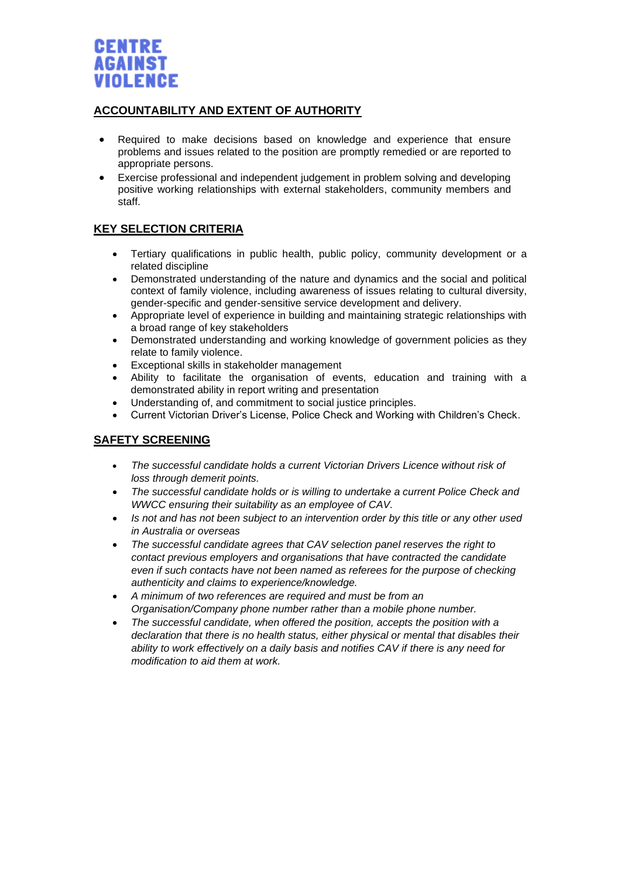CENTRE AGAINST VIOLENCE

## ACCOUNTABILITY AND EXTENT OF AUTHORITY

- Required to make decisions based on knowledge and experience that ensure problems and issues related to the position are promptly remedied or are reported to appropriate persons.
- Exercise professional and independent judgement in problem solving and developing positive working relationships with external stakeholders, community members and staff.

## KEY SELECTION CRITERIA

- Tertiary qualifications in public health, public policy, community development or a related discipline
- Demonstrated understanding of the nature and dynamics and the social and political context of family violence, including awareness of issues relating to cultural diversity, gender-specific and gender-sensitive service development and delivery.
- Appropriate level of experience in building and maintaining strategic relationships with a broad range of key stakeholders
- Demonstrated understanding and working knowledge of government policies as they relate to family violence.
- Exceptional skills in stakeholder management
- Ability to facilitate the organisation of events, education and training with a demonstrated ability in report writing and presentation
- Understanding of, and commitment to social justice principles.
- Current Victorian Driver's License, Police Check and Working with Children's Check.

## SAFETY SCREENING

- *The successful candidate holds a current Victorian Drivers Licence without risk of loss through demerit points.*
- *The successful candidate holds or is willing to undertake a current Police Check and WWCC ensuring their suitability as an employee of CAV.*
- *Is not and has not been subject to an intervention order by this title or any other used in Australia or overseas*
- *The successful candidate agrees that CAV selection panel reserves the right to contact previous employers and organisations that have contracted the candidate even if such contacts have not been named as referees for the purpose of checking authenticity and claims to experience/knowledge.*
- *A minimum of two references are required and must be from an Organisation/Company phone number rather than a mobile phone number.*
- *The successful candidate, when offered the position, accepts the position with a declaration that there is no health status, either physical or mental that disables their ability to work effectively on a daily basis and notifies CAV if there is any need for modification to aid them at work.*